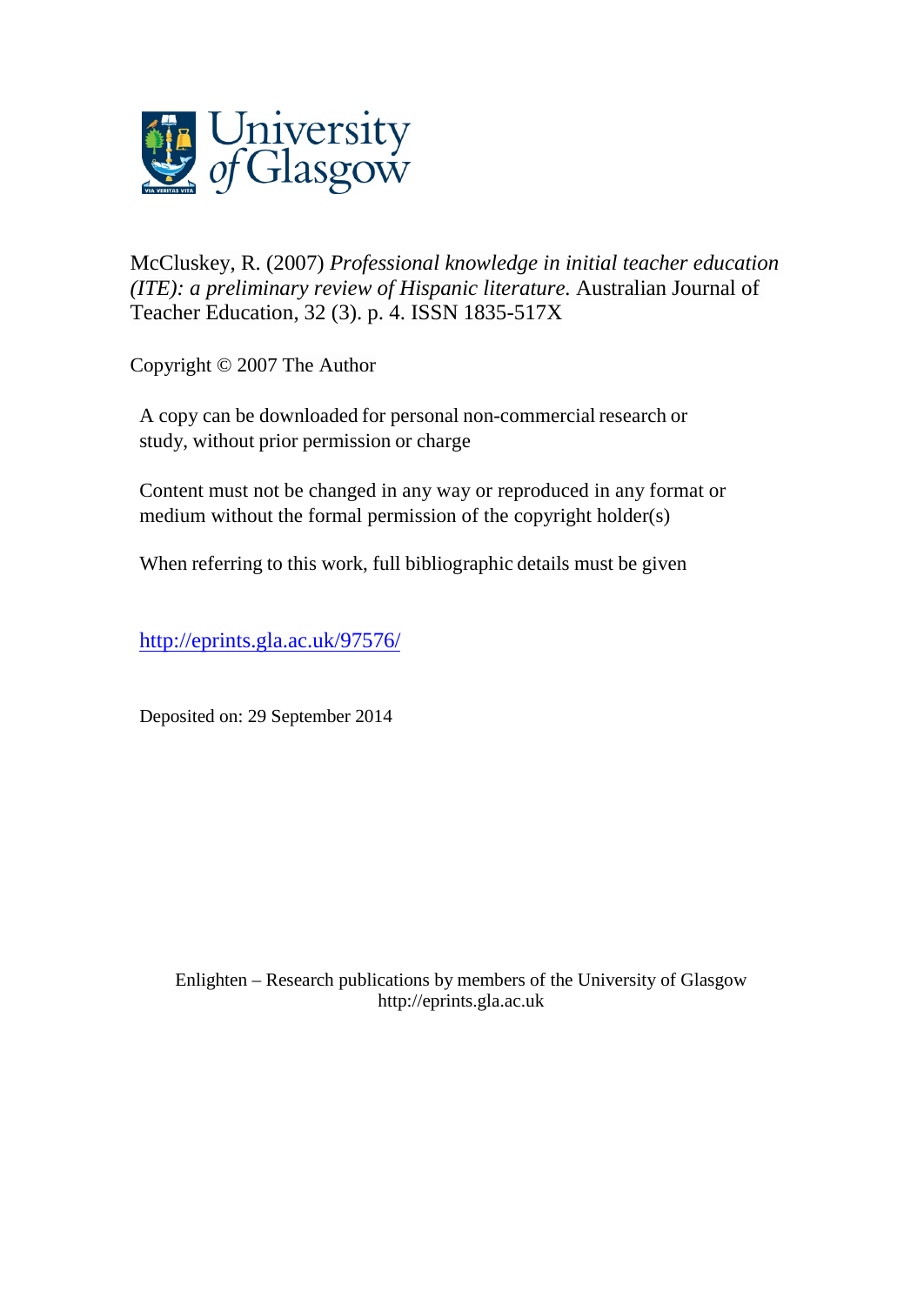University of Glasgow

McCluskey, R. (2007) *Professional knowledge in initial teacher education (ITE): a preliminary review of Hispanic literature.* Australian Journal of Teacher Education, 32 (3). p. 4. ISSN 1835-517X

Copyright © 2007 The Author

A copy can be downloaded for personal non-commercial research or study, without prior permission or charge

Content must not be changed in any way or reproduced in any format or medium without the formal permission of the copyright holder(s)

When referring to this work, full bibliographic details must be given

http://eprints.gla.ac.uk/97576/

Deposited on: 29 September 2014

Enlighten – Research publications by members of the University of Glasgow
http://eprints.gla.ac.uk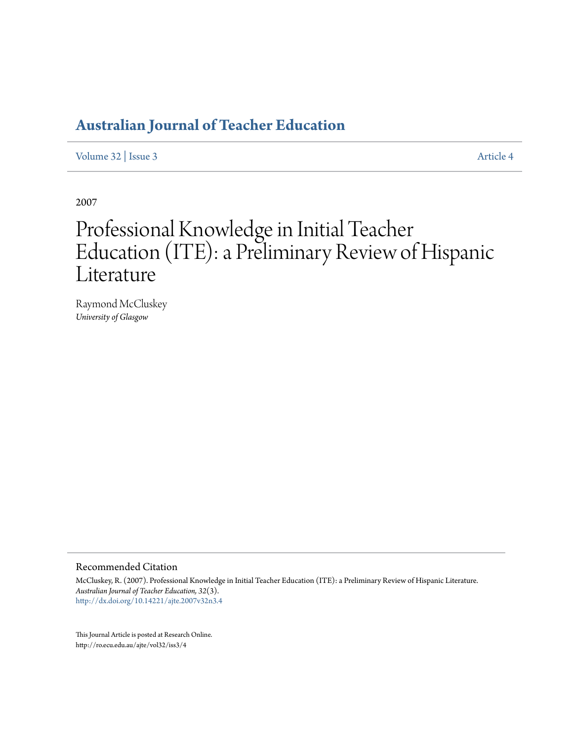# Australian Journal of Teacher Education

Volume 32 | Issue 3 Article 4

2007

# Professional Knowledge in Initial Teacher Education (ITE): a Preliminary Review of Hispanic Literature

Raymond McCluskey
*University of Glasgow*

## Recommended Citation

McCluskey, R. (2007). Professional Knowledge in Initial Teacher Education (ITE): a Preliminary Review of Hispanic Literature. *Australian Journal of Teacher Education, 32*(3).
http://dx.doi.org/10.14221/ajte.2007v32n3.4

This Journal Article is posted at Research Online.
http://ro.ecu.edu.au/ajte/vol32/iss3/4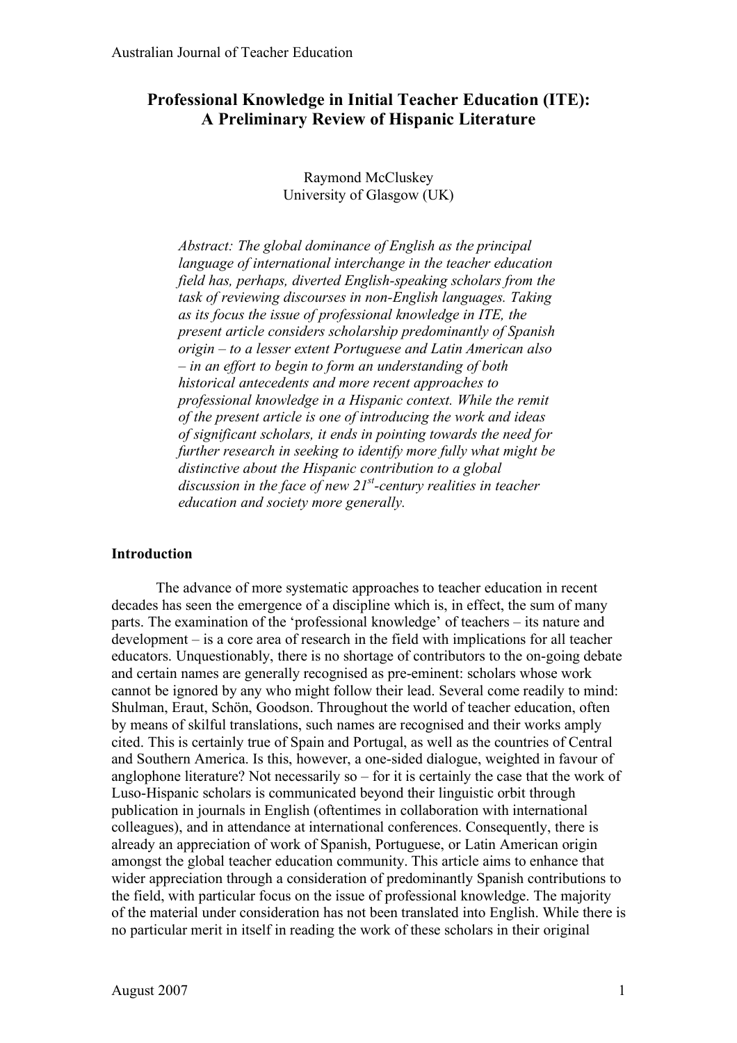# Professional Knowledge in Initial Teacher Education (ITE): A Preliminary Review of Hispanic Literature

Raymond McCluskey
University of Glasgow (UK)

*Abstract: The global dominance of English as the principal language of international interchange in the teacher education field has, perhaps, diverted English-speaking scholars from the task of reviewing discourses in non-English languages. Taking as its focus the issue of professional knowledge in ITE, the present article considers scholarship predominantly of Spanish origin – to a lesser extent Portuguese and Latin American also – in an effort to begin to form an understanding of both historical antecedents and more recent approaches to professional knowledge in a Hispanic context. While the remit of the present article is one of introducing the work and ideas of significant scholars, it ends in pointing towards the need for further research in seeking to identify more fully what might be distinctive about the Hispanic contribution to a global discussion in the face of new 21st-century realities in teacher education and society more generally.*

## Introduction

The advance of more systematic approaches to teacher education in recent decades has seen the emergence of a discipline which is, in effect, the sum of many parts. The examination of the 'professional knowledge' of teachers – its nature and development – is a core area of research in the field with implications for all teacher educators. Unquestionably, there is no shortage of contributors to the on-going debate and certain names are generally recognised as pre-eminent: scholars whose work cannot be ignored by any who might follow their lead. Several come readily to mind: Shulman, Eraut, Schön, Goodson. Throughout the world of teacher education, often by means of skilful translations, such names are recognised and their works amply cited. This is certainly true of Spain and Portugal, as well as the countries of Central and Southern America. Is this, however, a one-sided dialogue, weighted in favour of anglophone literature? Not necessarily so – for it is certainly the case that the work of Luso-Hispanic scholars is communicated beyond their linguistic orbit through publication in journals in English (oftentimes in collaboration with international colleagues), and in attendance at international conferences. Consequently, there is already an appreciation of work of Spanish, Portuguese, or Latin American origin amongst the global teacher education community. This article aims to enhance that wider appreciation through a consideration of predominantly Spanish contributions to the field, with particular focus on the issue of professional knowledge. The majority of the material under consideration has not been translated into English. While there is no particular merit in itself in reading the work of these scholars in their original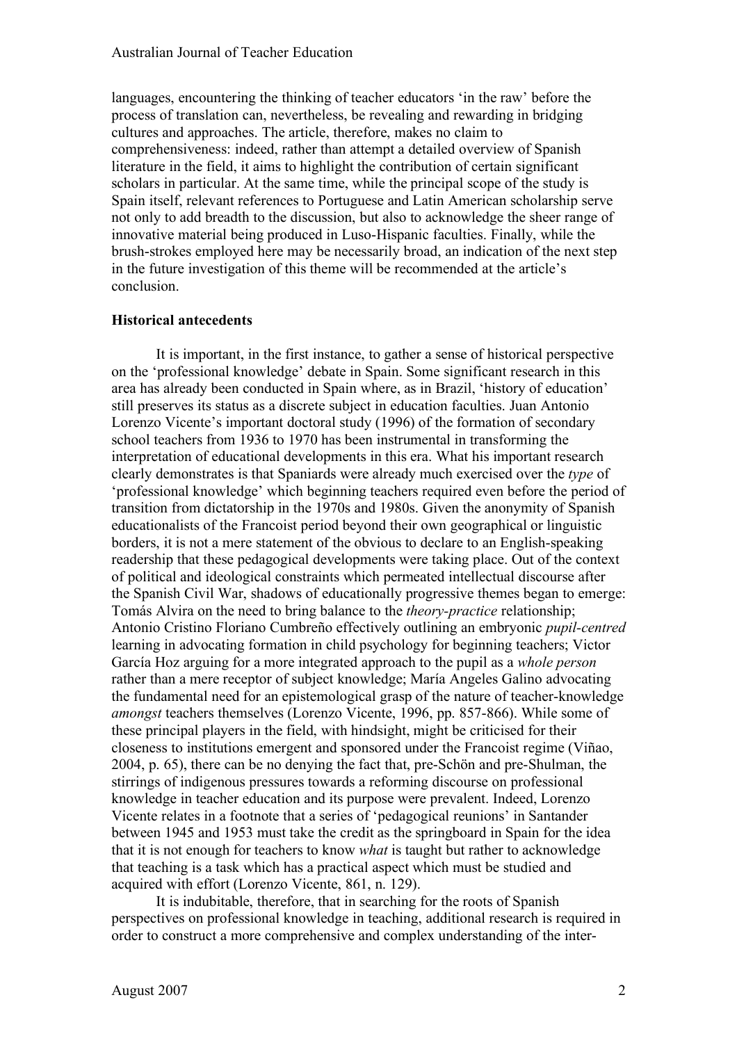languages, encountering the thinking of teacher educators 'in the raw' before the process of translation can, nevertheless, be revealing and rewarding in bridging cultures and approaches. The article, therefore, makes no claim to comprehensiveness: indeed, rather than attempt a detailed overview of Spanish literature in the field, it aims to highlight the contribution of certain significant scholars in particular. At the same time, while the principal scope of the study is Spain itself, relevant references to Portuguese and Latin American scholarship serve not only to add breadth to the discussion, but also to acknowledge the sheer range of innovative material being produced in Luso-Hispanic faculties. Finally, while the brush-strokes employed here may be necessarily broad, an indication of the next step in the future investigation of this theme will be recommended at the article's conclusion.

**Historical antecedents**

It is important, in the first instance, to gather a sense of historical perspective on the 'professional knowledge' debate in Spain. Some significant research in this area has already been conducted in Spain where, as in Brazil, 'history of education' still preserves its status as a discrete subject in education faculties. Juan Antonio Lorenzo Vicente's important doctoral study (1996) of the formation of secondary school teachers from 1936 to 1970 has been instrumental in transforming the interpretation of educational developments in this era. What his important research clearly demonstrates is that Spaniards were already much exercised over the *type* of 'professional knowledge' which beginning teachers required even before the period of transition from dictatorship in the 1970s and 1980s. Given the anonymity of Spanish educationalists of the Francoist period beyond their own geographical or linguistic borders, it is not a mere statement of the obvious to declare to an English-speaking readership that these pedagogical developments were taking place. Out of the context of political and ideological constraints which permeated intellectual discourse after the Spanish Civil War, shadows of educationally progressive themes began to emerge: Tomás Alvira on the need to bring balance to the *theory-practice* relationship; Antonio Cristino Floriano Cumbreño effectively outlining an embryonic *pupil-centred* learning in advocating formation in child psychology for beginning teachers; Victor García Hoz arguing for a more integrated approach to the pupil as a *whole person* rather than a mere receptor of subject knowledge; María Angeles Galino advocating the fundamental need for an epistemological grasp of the nature of teacher-knowledge *amongst* teachers themselves (Lorenzo Vicente, 1996, pp. 857-866). While some of these principal players in the field, with hindsight, might be criticised for their closeness to institutions emergent and sponsored under the Francoist regime (Viñao, 2004, p. 65), there can be no denying the fact that, pre-Schön and pre-Shulman, the stirrings of indigenous pressures towards a reforming discourse on professional knowledge in teacher education and its purpose were prevalent. Indeed, Lorenzo Vicente relates in a footnote that a series of 'pedagogical reunions' in Santander between 1945 and 1953 must take the credit as the springboard in Spain for the idea that it is not enough for teachers to know *what* is taught but rather to acknowledge that teaching is a task which has a practical aspect which must be studied and acquired with effort (Lorenzo Vicente, 861, n. 129).

It is indubitable, therefore, that in searching for the roots of Spanish perspectives on professional knowledge in teaching, additional research is required in order to construct a more comprehensive and complex understanding of the inter-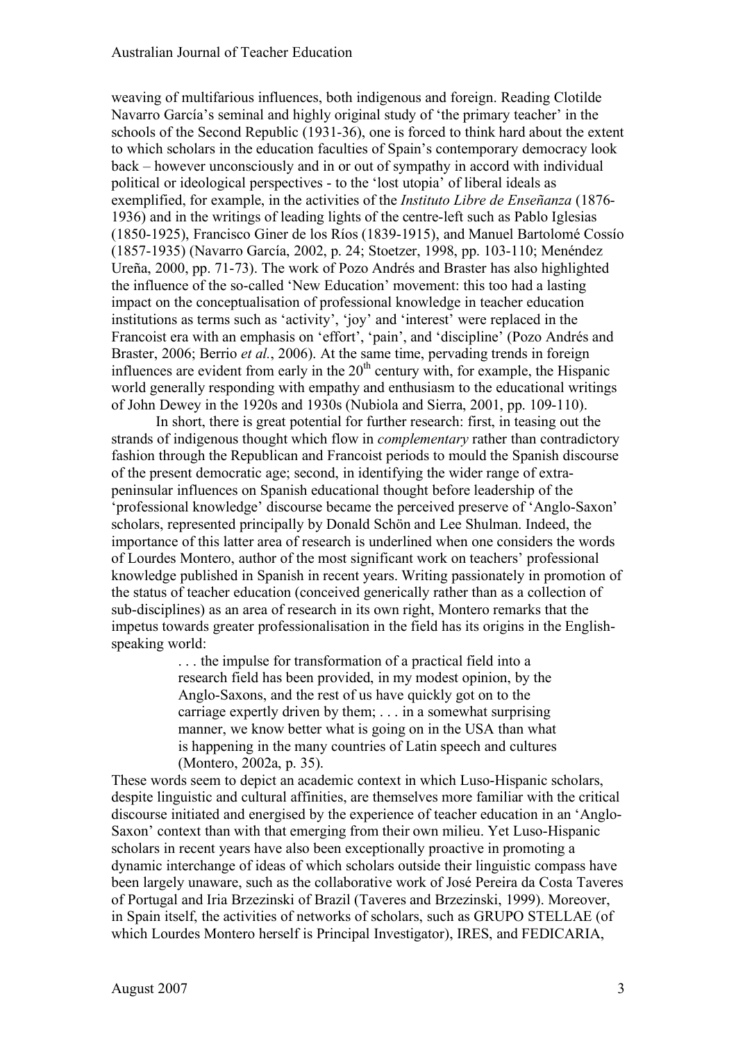weaving of multifarious influences, both indigenous and foreign. Reading Clotilde Navarro García's seminal and highly original study of 'the primary teacher' in the schools of the Second Republic (1931-36), one is forced to think hard about the extent to which scholars in the education faculties of Spain's contemporary democracy look back – however unconsciously and in or out of sympathy in accord with individual political or ideological perspectives - to the 'lost utopia' of liberal ideals as exemplified, for example, in the activities of the *Instituto Libre de Enseñanza* (1876-1936) and in the writings of leading lights of the centre-left such as Pablo Iglesias (1850-1925), Francisco Giner de los Ríos (1839-1915), and Manuel Bartolomé Cossío (1857-1935) (Navarro García, 2002, p. 24; Stoetzer, 1998, pp. 103-110; Menéndez Ureña, 2000, pp. 71-73). The work of Pozo Andrés and Braster has also highlighted the influence of the so-called 'New Education' movement: this too had a lasting impact on the conceptualisation of professional knowledge in teacher education institutions as terms such as 'activity', 'joy' and 'interest' were replaced in the Francoist era with an emphasis on 'effort', 'pain', and 'discipline' (Pozo Andrés and Braster, 2006; Berrio *et al.*, 2006). At the same time, pervading trends in foreign influences are evident from early in the 20th century with, for example, the Hispanic world generally responding with empathy and enthusiasm to the educational writings of John Dewey in the 1920s and 1930s (Nubiola and Sierra, 2001, pp. 109-110).

In short, there is great potential for further research: first, in teasing out the strands of indigenous thought which flow in *complementary* rather than contradictory fashion through the Republican and Francoist periods to mould the Spanish discourse of the present democratic age; second, in identifying the wider range of extra-peninsular influences on Spanish educational thought before leadership of the 'professional knowledge' discourse became the perceived preserve of 'Anglo-Saxon' scholars, represented principally by Donald Schön and Lee Shulman. Indeed, the importance of this latter area of research is underlined when one considers the words of Lourdes Montero, author of the most significant work on teachers' professional knowledge published in Spanish in recent years. Writing passionately in promotion of the status of teacher education (conceived generically rather than as a collection of sub-disciplines) as an area of research in its own right, Montero remarks that the impetus towards greater professionalisation in the field has its origins in the English-speaking world:

> . . . the impulse for transformation of a practical field into a research field has been provided, in my modest opinion, by the Anglo-Saxons, and the rest of us have quickly got on to the carriage expertly driven by them; . . . in a somewhat surprising manner, we know better what is going on in the USA than what is happening in the many countries of Latin speech and cultures (Montero, 2002a, p. 35).

These words seem to depict an academic context in which Luso-Hispanic scholars, despite linguistic and cultural affinities, are themselves more familiar with the critical discourse initiated and energised by the experience of teacher education in an 'Anglo-Saxon' context than with that emerging from their own milieu. Yet Luso-Hispanic scholars in recent years have also been exceptionally proactive in promoting a dynamic interchange of ideas of which scholars outside their linguistic compass have been largely unaware, such as the collaborative work of José Pereira da Costa Taveres of Portugal and Iria Brzezinski of Brazil (Taveres and Brzezinski, 1999). Moreover, in Spain itself, the activities of networks of scholars, such as GRUPO STELLAE (of which Lourdes Montero herself is Principal Investigator), IRES, and FEDICARIA,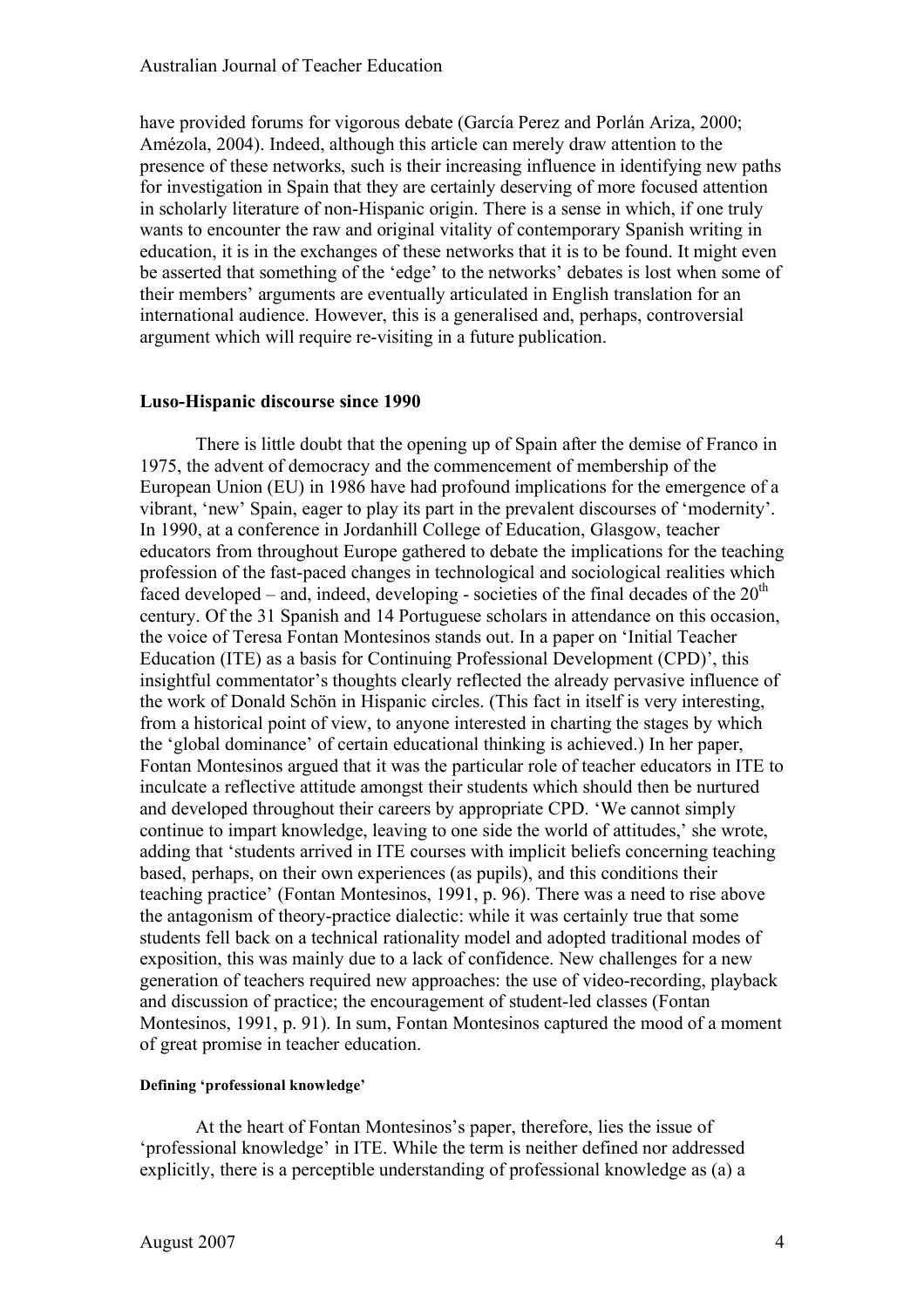have provided forums for vigorous debate (García Perez and Porlán Ariza, 2000; Amézola, 2004). Indeed, although this article can merely draw attention to the presence of these networks, such is their increasing influence in identifying new paths for investigation in Spain that they are certainly deserving of more focused attention in scholarly literature of non-Hispanic origin. There is a sense in which, if one truly wants to encounter the raw and original vitality of contemporary Spanish writing in education, it is in the exchanges of these networks that it is to be found. It might even be asserted that something of the 'edge' to the networks' debates is lost when some of their members' arguments are eventually articulated in English translation for an international audience. However, this is a generalised and, perhaps, controversial argument which will require re-visiting in a future publication.

## Luso-Hispanic discourse since 1990

There is little doubt that the opening up of Spain after the demise of Franco in 1975, the advent of democracy and the commencement of membership of the European Union (EU) in 1986 have had profound implications for the emergence of a vibrant, 'new' Spain, eager to play its part in the prevalent discourses of 'modernity'. In 1990, at a conference in Jordanhill College of Education, Glasgow, teacher educators from throughout Europe gathered to debate the implications for the teaching profession of the fast-paced changes in technological and sociological realities which faced developed – and, indeed, developing - societies of the final decades of the 20th century. Of the 31 Spanish and 14 Portuguese scholars in attendance on this occasion, the voice of Teresa Fontan Montesinos stands out. In a paper on 'Initial Teacher Education (ITE) as a basis for Continuing Professional Development (CPD)', this insightful commentator's thoughts clearly reflected the already pervasive influence of the work of Donald Schön in Hispanic circles. (This fact in itself is very interesting, from a historical point of view, to anyone interested in charting the stages by which the 'global dominance' of certain educational thinking is achieved.) In her paper, Fontan Montesinos argued that it was the particular role of teacher educators in ITE to inculcate a reflective attitude amongst their students which should then be nurtured and developed throughout their careers by appropriate CPD. 'We cannot simply continue to impart knowledge, leaving to one side the world of attitudes,' she wrote, adding that 'students arrived in ITE courses with implicit beliefs concerning teaching based, perhaps, on their own experiences (as pupils), and this conditions their teaching practice' (Fontan Montesinos, 1991, p. 96). There was a need to rise above the antagonism of theory-practice dialectic: while it was certainly true that some students fell back on a technical rationality model and adopted traditional modes of exposition, this was mainly due to a lack of confidence. New challenges for a new generation of teachers required new approaches: the use of video-recording, playback and discussion of practice; the encouragement of student-led classes (Fontan Montesinos, 1991, p. 91). In sum, Fontan Montesinos captured the mood of a moment of great promise in teacher education.

### Defining 'professional knowledge'

At the heart of Fontan Montesinos's paper, therefore, lies the issue of 'professional knowledge' in ITE. While the term is neither defined nor addressed explicitly, there is a perceptible understanding of professional knowledge as (a) a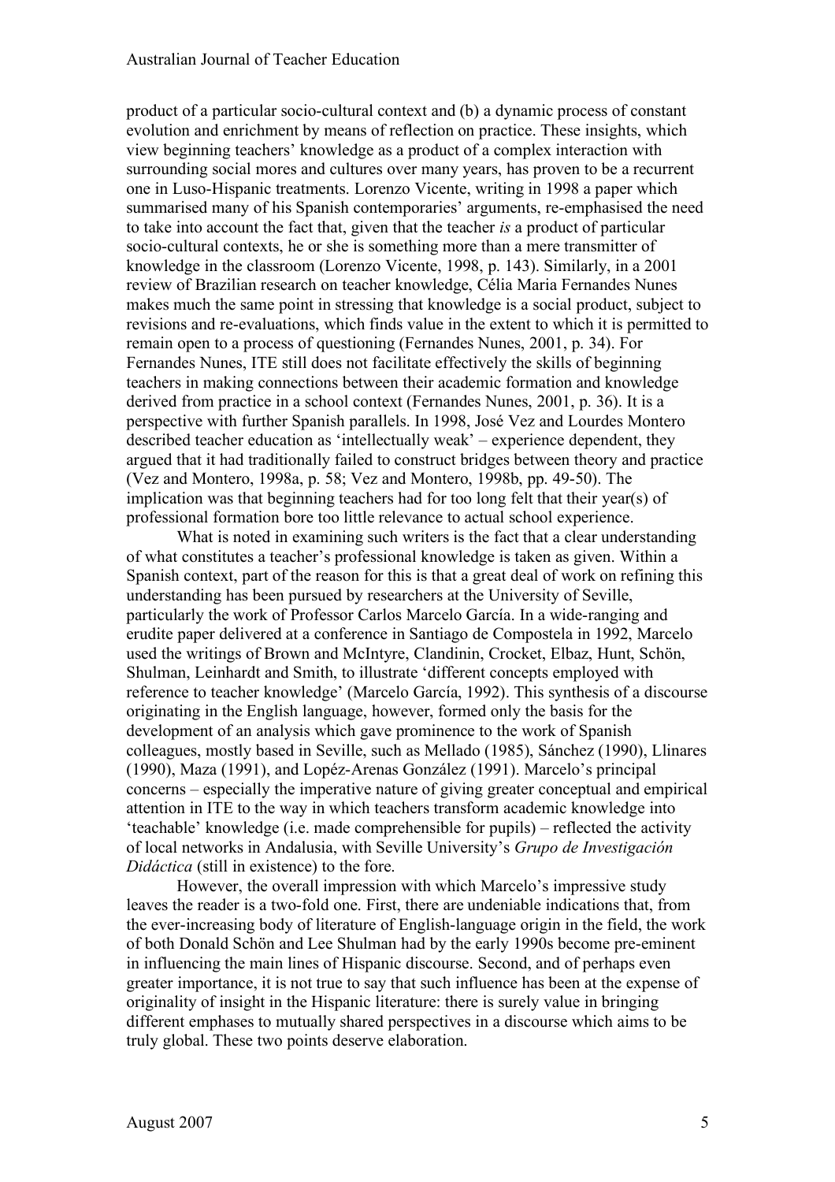product of a particular socio-cultural context and (b) a dynamic process of constant evolution and enrichment by means of reflection on practice. These insights, which view beginning teachers' knowledge as a product of a complex interaction with surrounding social mores and cultures over many years, has proven to be a recurrent one in Luso-Hispanic treatments. Lorenzo Vicente, writing in 1998 a paper which summarised many of his Spanish contemporaries' arguments, re-emphasised the need to take into account the fact that, given that the teacher *is* a product of particular socio-cultural contexts, he or she is something more than a mere transmitter of knowledge in the classroom (Lorenzo Vicente, 1998, p. 143). Similarly, in a 2001 review of Brazilian research on teacher knowledge, Célia Maria Fernandes Nunes makes much the same point in stressing that knowledge is a social product, subject to revisions and re-evaluations, which finds value in the extent to which it is permitted to remain open to a process of questioning (Fernandes Nunes, 2001, p. 34). For Fernandes Nunes, ITE still does not facilitate effectively the skills of beginning teachers in making connections between their academic formation and knowledge derived from practice in a school context (Fernandes Nunes, 2001, p. 36). It is a perspective with further Spanish parallels. In 1998, José Vez and Lourdes Montero described teacher education as 'intellectually weak' – experience dependent, they argued that it had traditionally failed to construct bridges between theory and practice (Vez and Montero, 1998a, p. 58; Vez and Montero, 1998b, pp. 49-50). The implication was that beginning teachers had for too long felt that their year(s) of professional formation bore too little relevance to actual school experience.

What is noted in examining such writers is the fact that a clear understanding of what constitutes a teacher's professional knowledge is taken as given. Within a Spanish context, part of the reason for this is that a great deal of work on refining this understanding has been pursued by researchers at the University of Seville, particularly the work of Professor Carlos Marcelo García. In a wide-ranging and erudite paper delivered at a conference in Santiago de Compostela in 1992, Marcelo used the writings of Brown and McIntyre, Clandinin, Crocket, Elbaz, Hunt, Schön, Shulman, Leinhardt and Smith, to illustrate 'different concepts employed with reference to teacher knowledge' (Marcelo García, 1992). This synthesis of a discourse originating in the English language, however, formed only the basis for the development of an analysis which gave prominence to the work of Spanish colleagues, mostly based in Seville, such as Mellado (1985), Sánchez (1990), Llinares (1990), Maza (1991), and Lopéz-Arenas González (1991). Marcelo's principal concerns – especially the imperative nature of giving greater conceptual and empirical attention in ITE to the way in which teachers transform academic knowledge into 'teachable' knowledge (i.e. made comprehensible for pupils) – reflected the activity of local networks in Andalusia, with Seville University's *Grupo de Investigación Didáctica* (still in existence) to the fore.

However, the overall impression with which Marcelo's impressive study leaves the reader is a two-fold one. First, there are undeniable indications that, from the ever-increasing body of literature of English-language origin in the field, the work of both Donald Schön and Lee Shulman had by the early 1990s become pre-eminent in influencing the main lines of Hispanic discourse. Second, and of perhaps even greater importance, it is not true to say that such influence has been at the expense of originality of insight in the Hispanic literature: there is surely value in bringing different emphases to mutually shared perspectives in a discourse which aims to be truly global. These two points deserve elaboration.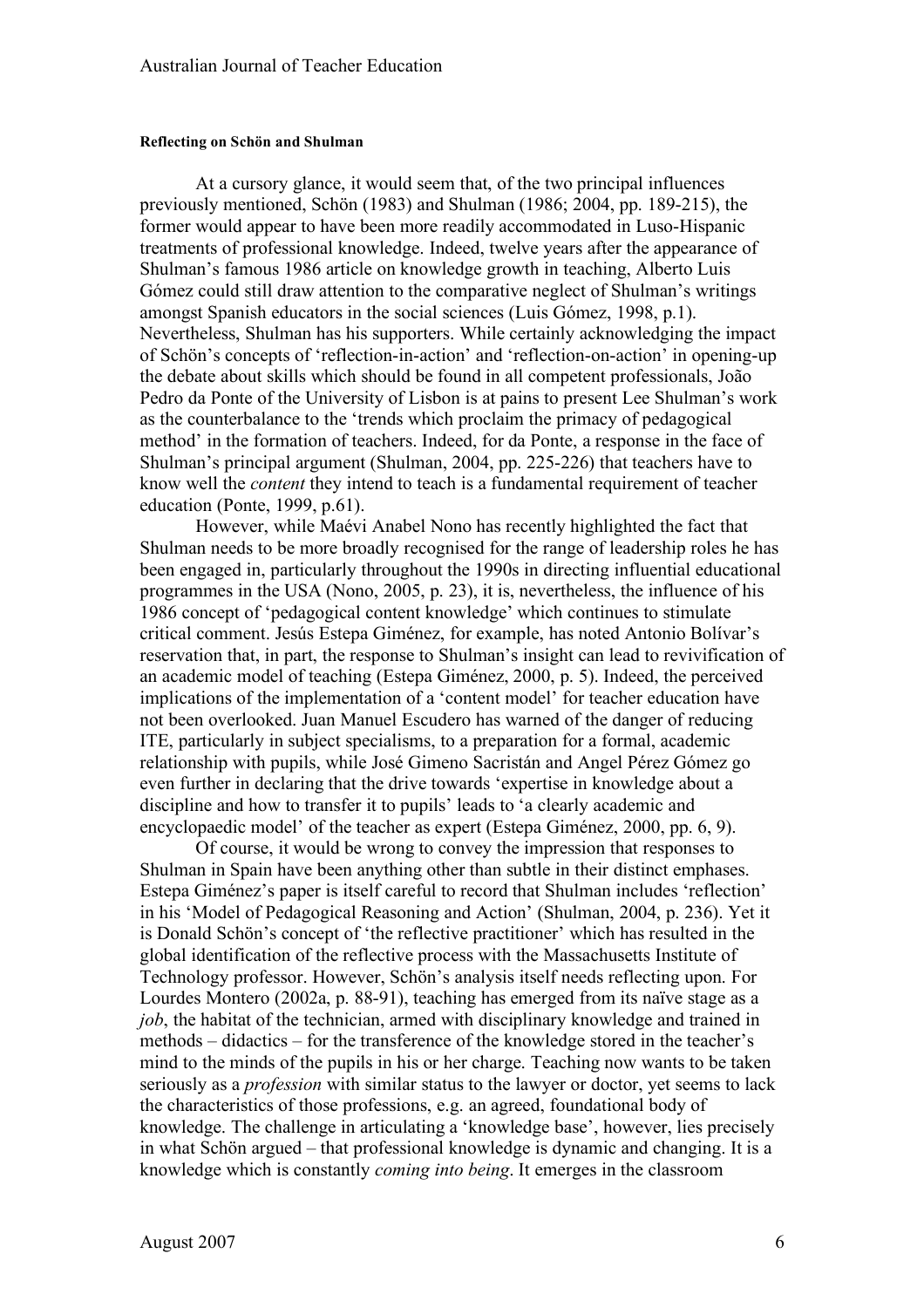#### Reflecting on Schön and Shulman

At a cursory glance, it would seem that, of the two principal influences previously mentioned, Schön (1983) and Shulman (1986; 2004, pp. 189-215), the former would appear to have been more readily accommodated in Luso-Hispanic treatments of professional knowledge. Indeed, twelve years after the appearance of Shulman's famous 1986 article on knowledge growth in teaching, Alberto Luis Gómez could still draw attention to the comparative neglect of Shulman's writings amongst Spanish educators in the social sciences (Luis Gómez, 1998, p.1). Nevertheless, Shulman has his supporters. While certainly acknowledging the impact of Schön's concepts of 'reflection-in-action' and 'reflection-on-action' in opening-up the debate about skills which should be found in all competent professionals, João Pedro da Ponte of the University of Lisbon is at pains to present Lee Shulman's work as the counterbalance to the 'trends which proclaim the primacy of pedagogical method' in the formation of teachers. Indeed, for da Ponte, a response in the face of Shulman's principal argument (Shulman, 2004, pp. 225-226) that teachers have to know well the *content* they intend to teach is a fundamental requirement of teacher education (Ponte, 1999, p.61).

However, while Maévi Anabel Nono has recently highlighted the fact that Shulman needs to be more broadly recognised for the range of leadership roles he has been engaged in, particularly throughout the 1990s in directing influential educational programmes in the USA (Nono, 2005, p. 23), it is, nevertheless, the influence of his 1986 concept of 'pedagogical content knowledge' which continues to stimulate critical comment. Jesús Estepa Giménez, for example, has noted Antonio Bolívar's reservation that, in part, the response to Shulman's insight can lead to revivification of an academic model of teaching (Estepa Giménez, 2000, p. 5). Indeed, the perceived implications of the implementation of a 'content model' for teacher education have not been overlooked. Juan Manuel Escudero has warned of the danger of reducing ITE, particularly in subject specialisms, to a preparation for a formal, academic relationship with pupils, while José Gimeno Sacristán and Angel Pérez Gómez go even further in declaring that the drive towards 'expertise in knowledge about a discipline and how to transfer it to pupils' leads to 'a clearly academic and encyclopaedic model' of the teacher as expert (Estepa Giménez, 2000, pp. 6, 9).

Of course, it would be wrong to convey the impression that responses to Shulman in Spain have been anything other than subtle in their distinct emphases. Estepa Giménez's paper is itself careful to record that Shulman includes 'reflection' in his 'Model of Pedagogical Reasoning and Action' (Shulman, 2004, p. 236). Yet it is Donald Schön's concept of 'the reflective practitioner' which has resulted in the global identification of the reflective process with the Massachusetts Institute of Technology professor. However, Schön's analysis itself needs reflecting upon. For Lourdes Montero (2002a, p. 88-91), teaching has emerged from its naïve stage as a *job*, the habitat of the technician, armed with disciplinary knowledge and trained in methods – didactics – for the transference of the knowledge stored in the teacher's mind to the minds of the pupils in his or her charge. Teaching now wants to be taken seriously as a *profession* with similar status to the lawyer or doctor, yet seems to lack the characteristics of those professions, e.g. an agreed, foundational body of knowledge. The challenge in articulating a 'knowledge base', however, lies precisely in what Schön argued – that professional knowledge is dynamic and changing. It is a knowledge which is constantly *coming into being*. It emerges in the classroom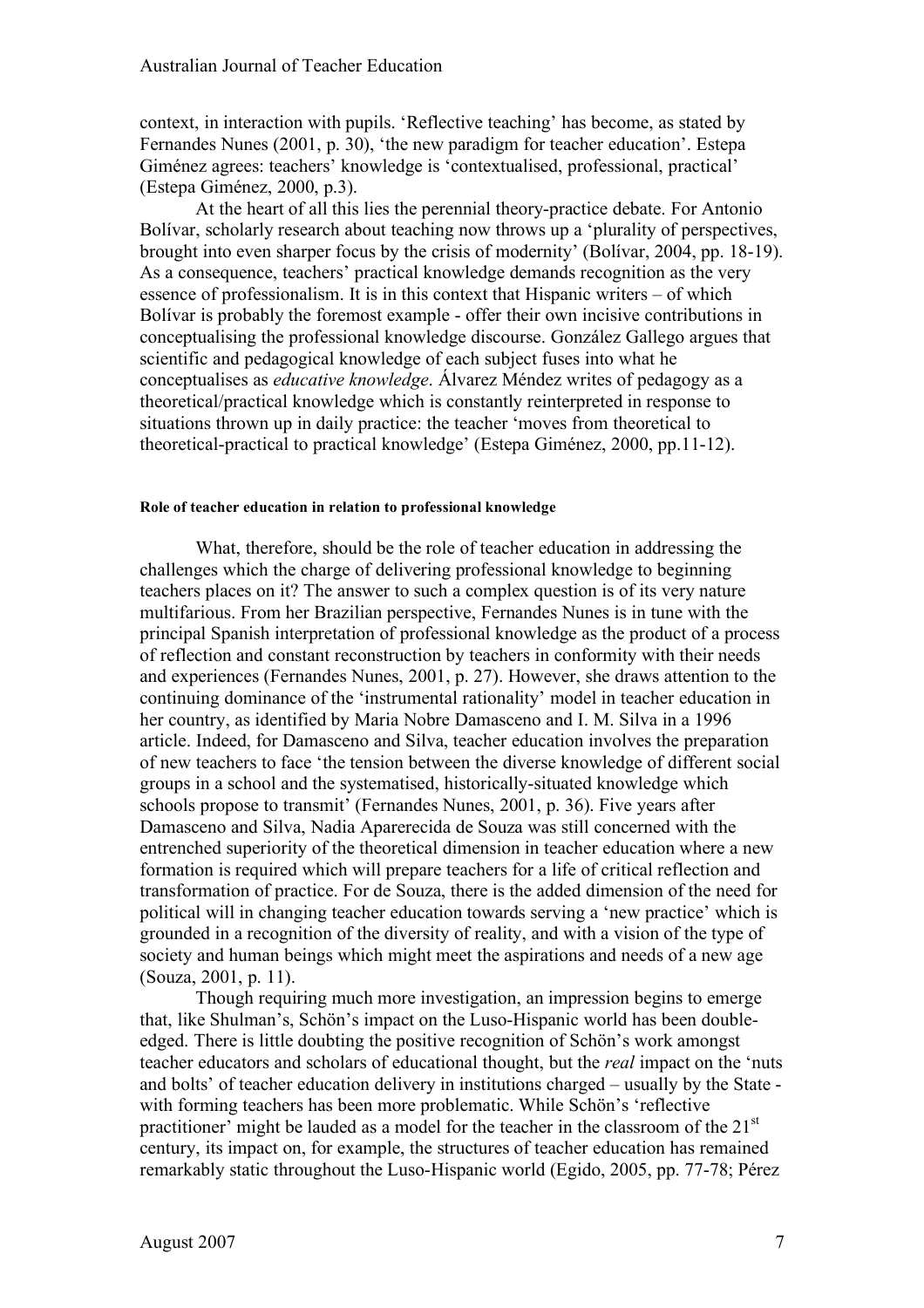context, in interaction with pupils. 'Reflective teaching' has become, as stated by Fernandes Nunes (2001, p. 30), 'the new paradigm for teacher education'. Estepa Giménez agrees: teachers' knowledge is 'contextualised, professional, practical' (Estepa Giménez, 2000, p.3).

At the heart of all this lies the perennial theory-practice debate. For Antonio Bolívar, scholarly research about teaching now throws up a 'plurality of perspectives, brought into even sharper focus by the crisis of modernity' (Bolívar, 2004, pp. 18-19). As a consequence, teachers' practical knowledge demands recognition as the very essence of professionalism. It is in this context that Hispanic writers – of which Bolívar is probably the foremost example - offer their own incisive contributions in conceptualising the professional knowledge discourse. González Gallego argues that scientific and pedagogical knowledge of each subject fuses into what he conceptualises as *educative knowledge*. Álvarez Méndez writes of pedagogy as a theoretical/practical knowledge which is constantly reinterpreted in response to situations thrown up in daily practice: the teacher 'moves from theoretical to theoretical-practical to practical knowledge' (Estepa Giménez, 2000, pp.11-12).

#### Role of teacher education in relation to professional knowledge

What, therefore, should be the role of teacher education in addressing the challenges which the charge of delivering professional knowledge to beginning teachers places on it? The answer to such a complex question is of its very nature multifarious. From her Brazilian perspective, Fernandes Nunes is in tune with the principal Spanish interpretation of professional knowledge as the product of a process of reflection and constant reconstruction by teachers in conformity with their needs and experiences (Fernandes Nunes, 2001, p. 27). However, she draws attention to the continuing dominance of the 'instrumental rationality' model in teacher education in her country, as identified by Maria Nobre Damasceno and I. M. Silva in a 1996 article. Indeed, for Damasceno and Silva, teacher education involves the preparation of new teachers to face 'the tension between the diverse knowledge of different social groups in a school and the systematised, historically-situated knowledge which schools propose to transmit' (Fernandes Nunes, 2001, p. 36). Five years after Damasceno and Silva, Nadia Aparerecida de Souza was still concerned with the entrenched superiority of the theoretical dimension in teacher education where a new formation is required which will prepare teachers for a life of critical reflection and transformation of practice. For de Souza, there is the added dimension of the need for political will in changing teacher education towards serving a 'new practice' which is grounded in a recognition of the diversity of reality, and with a vision of the type of society and human beings which might meet the aspirations and needs of a new age (Souza, 2001, p. 11).

Though requiring much more investigation, an impression begins to emerge that, like Shulman's, Schön's impact on the Luso-Hispanic world has been double-edged. There is little doubting the positive recognition of Schön's work amongst teacher educators and scholars of educational thought, but the *real* impact on the 'nuts and bolts' of teacher education delivery in institutions charged – usually by the State - with forming teachers has been more problematic. While Schön's 'reflective practitioner' might be lauded as a model for the teacher in the classroom of the 21st century, its impact on, for example, the structures of teacher education has remained remarkably static throughout the Luso-Hispanic world (Egido, 2005, pp. 77-78; Pérez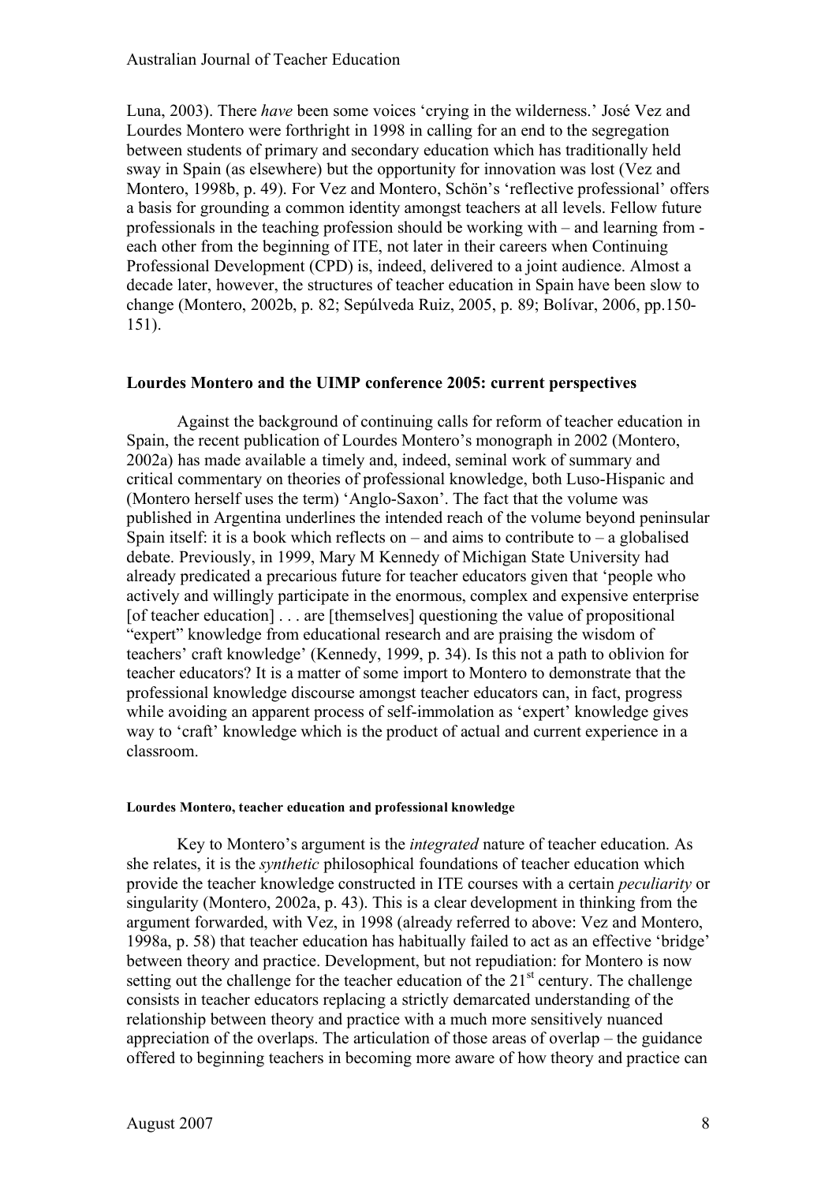Luna, 2003). There *have* been some voices 'crying in the wilderness.' José Vez and Lourdes Montero were forthright in 1998 in calling for an end to the segregation between students of primary and secondary education which has traditionally held sway in Spain (as elsewhere) but the opportunity for innovation was lost (Vez and Montero, 1998b, p. 49). For Vez and Montero, Schön's 'reflective professional' offers a basis for grounding a common identity amongst teachers at all levels. Fellow future professionals in the teaching profession should be working with – and learning from - each other from the beginning of ITE, not later in their careers when Continuing Professional Development (CPD) is, indeed, delivered to a joint audience. Almost a decade later, however, the structures of teacher education in Spain have been slow to change (Montero, 2002b, p. 82; Sepúlveda Ruiz, 2005, p. 89; Bolívar, 2006, pp.150-151).

## Lourdes Montero and the UIMP conference 2005: current perspectives

Against the background of continuing calls for reform of teacher education in Spain, the recent publication of Lourdes Montero's monograph in 2002 (Montero, 2002a) has made available a timely and, indeed, seminal work of summary and critical commentary on theories of professional knowledge, both Luso-Hispanic and (Montero herself uses the term) 'Anglo-Saxon'. The fact that the volume was published in Argentina underlines the intended reach of the volume beyond peninsular Spain itself: it is a book which reflects on – and aims to contribute to – a globalised debate. Previously, in 1999, Mary M Kennedy of Michigan State University had already predicated a precarious future for teacher educators given that 'people who actively and willingly participate in the enormous, complex and expensive enterprise [of teacher education] . . . are [themselves] questioning the value of propositional "expert" knowledge from educational research and are praising the wisdom of teachers' craft knowledge' (Kennedy, 1999, p. 34). Is this not a path to oblivion for teacher educators? It is a matter of some import to Montero to demonstrate that the professional knowledge discourse amongst teacher educators can, in fact, progress while avoiding an apparent process of self-immolation as 'expert' knowledge gives way to 'craft' knowledge which is the product of actual and current experience in a classroom.

### Lourdes Montero, teacher education and professional knowledge

Key to Montero's argument is the *integrated* nature of teacher education. As she relates, it is the *synthetic* philosophical foundations of teacher education which provide the teacher knowledge constructed in ITE courses with a certain *peculiarity* or singularity (Montero, 2002a, p. 43). This is a clear development in thinking from the argument forwarded, with Vez, in 1998 (already referred to above: Vez and Montero, 1998a, p. 58) that teacher education has habitually failed to act as an effective 'bridge' between theory and practice. Development, but not repudiation: for Montero is now setting out the challenge for the teacher education of the 21st century. The challenge consists in teacher educators replacing a strictly demarcated understanding of the relationship between theory and practice with a much more sensitively nuanced appreciation of the overlaps. The articulation of those areas of overlap – the guidance offered to beginning teachers in becoming more aware of how theory and practice can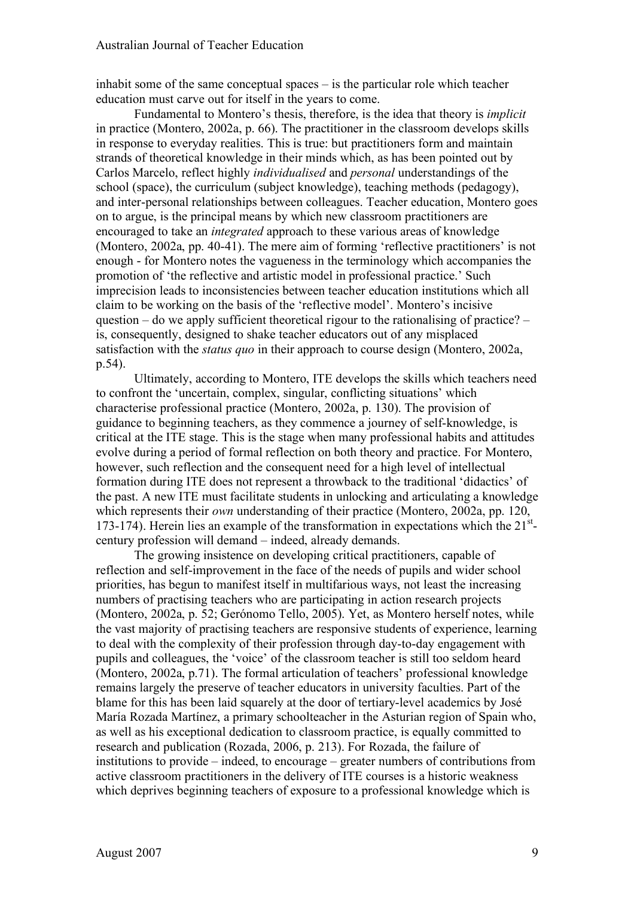inhabit some of the same conceptual spaces – is the particular role which teacher education must carve out for itself in the years to come.

Fundamental to Montero's thesis, therefore, is the idea that theory is *implicit* in practice (Montero, 2002a, p. 66). The practitioner in the classroom develops skills in response to everyday realities. This is true: but practitioners form and maintain strands of theoretical knowledge in their minds which, as has been pointed out by Carlos Marcelo, reflect highly *individualised* and *personal* understandings of the school (space), the curriculum (subject knowledge), teaching methods (pedagogy), and inter-personal relationships between colleagues. Teacher education, Montero goes on to argue, is the principal means by which new classroom practitioners are encouraged to take an *integrated* approach to these various areas of knowledge (Montero, 2002a, pp. 40-41). The mere aim of forming 'reflective practitioners' is not enough - for Montero notes the vagueness in the terminology which accompanies the promotion of 'the reflective and artistic model in professional practice.' Such imprecision leads to inconsistencies between teacher education institutions which all claim to be working on the basis of the 'reflective model'. Montero's incisive question – do we apply sufficient theoretical rigour to the rationalising of practice? – is, consequently, designed to shake teacher educators out of any misplaced satisfaction with the *status quo* in their approach to course design (Montero, 2002a, p.54).

Ultimately, according to Montero, ITE develops the skills which teachers need to confront the 'uncertain, complex, singular, conflicting situations' which characterise professional practice (Montero, 2002a, p. 130). The provision of guidance to beginning teachers, as they commence a journey of self-knowledge, is critical at the ITE stage. This is the stage when many professional habits and attitudes evolve during a period of formal reflection on both theory and practice. For Montero, however, such reflection and the consequent need for a high level of intellectual formation during ITE does not represent a throwback to the traditional 'didactics' of the past. A new ITE must facilitate students in unlocking and articulating a knowledge which represents their *own* understanding of their practice (Montero, 2002a, pp. 120, 173-174). Herein lies an example of the transformation in expectations which the 21st-century profession will demand – indeed, already demands.

The growing insistence on developing critical practitioners, capable of reflection and self-improvement in the face of the needs of pupils and wider school priorities, has begun to manifest itself in multifarious ways, not least the increasing numbers of practising teachers who are participating in action research projects (Montero, 2002a, p. 52; Gerónomo Tello, 2005). Yet, as Montero herself notes, while the vast majority of practising teachers are responsive students of experience, learning to deal with the complexity of their profession through day-to-day engagement with pupils and colleagues, the 'voice' of the classroom teacher is still too seldom heard (Montero, 2002a, p.71). The formal articulation of teachers' professional knowledge remains largely the preserve of teacher educators in university faculties. Part of the blame for this has been laid squarely at the door of tertiary-level academics by José María Rozada Martínez, a primary schoolteacher in the Asturian region of Spain who, as well as his exceptional dedication to classroom practice, is equally committed to research and publication (Rozada, 2006, p. 213). For Rozada, the failure of institutions to provide – indeed, to encourage – greater numbers of contributions from active classroom practitioners in the delivery of ITE courses is a historic weakness which deprives beginning teachers of exposure to a professional knowledge which is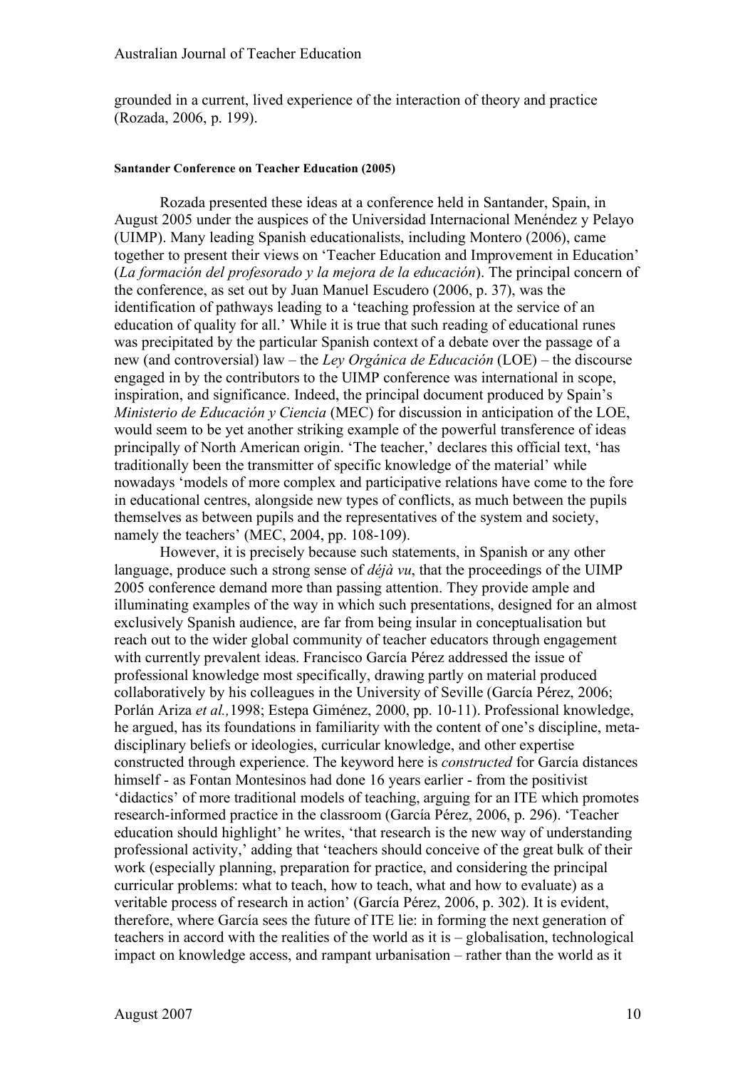grounded in a current, lived experience of the interaction of theory and practice (Rozada, 2006, p. 199).

#### Santander Conference on Teacher Education (2005)

Rozada presented these ideas at a conference held in Santander, Spain, in August 2005 under the auspices of the Universidad Internacional Menéndez y Pelayo (UIMP). Many leading Spanish educationalists, including Montero (2006), came together to present their views on 'Teacher Education and Improvement in Education' (*La formación del profesorado y la mejora de la educación*). The principal concern of the conference, as set out by Juan Manuel Escudero (2006, p. 37), was the identification of pathways leading to a 'teaching profession at the service of an education of quality for all.' While it is true that such reading of educational runes was precipitated by the particular Spanish context of a debate over the passage of a new (and controversial) law – the *Ley Orgánica de Educación* (LOE) – the discourse engaged in by the contributors to the UIMP conference was international in scope, inspiration, and significance. Indeed, the principal document produced by Spain's *Ministerio de Educación y Ciencia* (MEC) for discussion in anticipation of the LOE, would seem to be yet another striking example of the powerful transference of ideas principally of North American origin. 'The teacher,' declares this official text, 'has traditionally been the transmitter of specific knowledge of the material' while nowadays 'models of more complex and participative relations have come to the fore in educational centres, alongside new types of conflicts, as much between the pupils themselves as between pupils and the representatives of the system and society, namely the teachers' (MEC, 2004, pp. 108-109).

However, it is precisely because such statements, in Spanish or any other language, produce such a strong sense of *déjà vu*, that the proceedings of the UIMP 2005 conference demand more than passing attention. They provide ample and illuminating examples of the way in which such presentations, designed for an almost exclusively Spanish audience, are far from being insular in conceptualisation but reach out to the wider global community of teacher educators through engagement with currently prevalent ideas. Francisco García Pérez addressed the issue of professional knowledge most specifically, drawing partly on material produced collaboratively by his colleagues in the University of Seville (García Pérez, 2006; Porlán Ariza *et al.,*1998; Estepa Giménez, 2000, pp. 10-11). Professional knowledge, he argued, has its foundations in familiarity with the content of one's discipline, meta-disciplinary beliefs or ideologies, curricular knowledge, and other expertise constructed through experience. The keyword here is *constructed* for García distances himself - as Fontan Montesinos had done 16 years earlier - from the positivist 'didactics' of more traditional models of teaching, arguing for an ITE which promotes research-informed practice in the classroom (García Pérez, 2006, p. 296). 'Teacher education should highlight' he writes, 'that research is the new way of understanding professional activity,' adding that 'teachers should conceive of the great bulk of their work (especially planning, preparation for practice, and considering the principal curricular problems: what to teach, how to teach, what and how to evaluate) as a veritable process of research in action' (García Pérez, 2006, p. 302). It is evident, therefore, where García sees the future of ITE lie: in forming the next generation of teachers in accord with the realities of the world as it is – globalisation, technological impact on knowledge access, and rampant urbanisation – rather than the world as it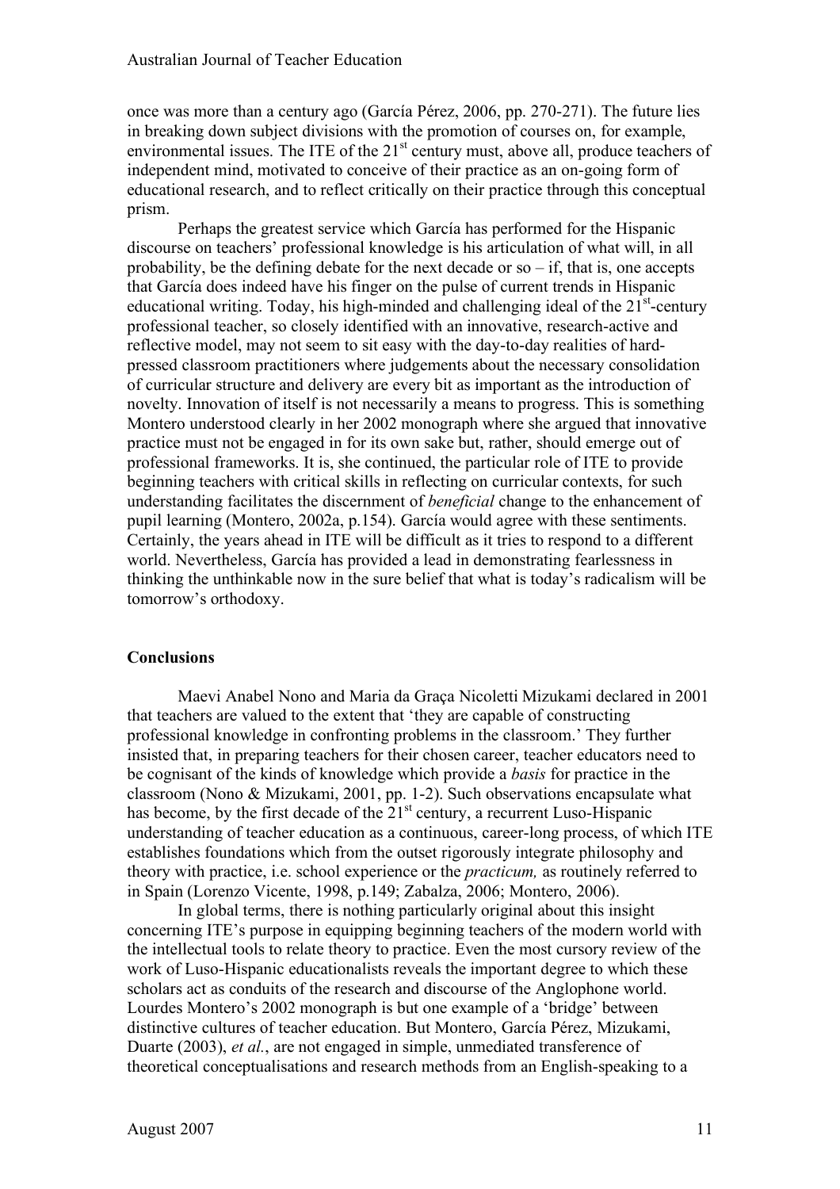once was more than a century ago (García Pérez, 2006, pp. 270-271). The future lies in breaking down subject divisions with the promotion of courses on, for example, environmental issues. The ITE of the 21st century must, above all, produce teachers of independent mind, motivated to conceive of their practice as an on-going form of educational research, and to reflect critically on their practice through this conceptual prism.

Perhaps the greatest service which García has performed for the Hispanic discourse on teachers' professional knowledge is his articulation of what will, in all probability, be the defining debate for the next decade or so – if, that is, one accepts that García does indeed have his finger on the pulse of current trends in Hispanic educational writing. Today, his high-minded and challenging ideal of the 21st-century professional teacher, so closely identified with an innovative, research-active and reflective model, may not seem to sit easy with the day-to-day realities of hard-pressed classroom practitioners where judgements about the necessary consolidation of curricular structure and delivery are every bit as important as the introduction of novelty. Innovation of itself is not necessarily a means to progress. This is something Montero understood clearly in her 2002 monograph where she argued that innovative practice must not be engaged in for its own sake but, rather, should emerge out of professional frameworks. It is, she continued, the particular role of ITE to provide beginning teachers with critical skills in reflecting on curricular contexts, for such understanding facilitates the discernment of *beneficial* change to the enhancement of pupil learning (Montero, 2002a, p.154). García would agree with these sentiments. Certainly, the years ahead in ITE will be difficult as it tries to respond to a different world. Nevertheless, García has provided a lead in demonstrating fearlessness in thinking the unthinkable now in the sure belief that what is today's radicalism will be tomorrow's orthodoxy.

## Conclusions

Maevi Anabel Nono and Maria da Graça Nicoletti Mizukami declared in 2001 that teachers are valued to the extent that 'they are capable of constructing professional knowledge in confronting problems in the classroom.' They further insisted that, in preparing teachers for their chosen career, teacher educators need to be cognisant of the kinds of knowledge which provide a *basis* for practice in the classroom (Nono & Mizukami, 2001, pp. 1-2). Such observations encapsulate what has become, by the first decade of the 21st century, a recurrent Luso-Hispanic understanding of teacher education as a continuous, career-long process, of which ITE establishes foundations which from the outset rigorously integrate philosophy and theory with practice, i.e. school experience or the *practicum,* as routinely referred to in Spain (Lorenzo Vicente, 1998, p.149; Zabalza, 2006; Montero, 2006).

In global terms, there is nothing particularly original about this insight concerning ITE's purpose in equipping beginning teachers of the modern world with the intellectual tools to relate theory to practice. Even the most cursory review of the work of Luso-Hispanic educationalists reveals the important degree to which these scholars act as conduits of the research and discourse of the Anglophone world. Lourdes Montero's 2002 monograph is but one example of a 'bridge' between distinctive cultures of teacher education. But Montero, García Pérez, Mizukami, Duarte (2003), *et al.*, are not engaged in simple, unmediated transference of theoretical conceptualisations and research methods from an English-speaking to a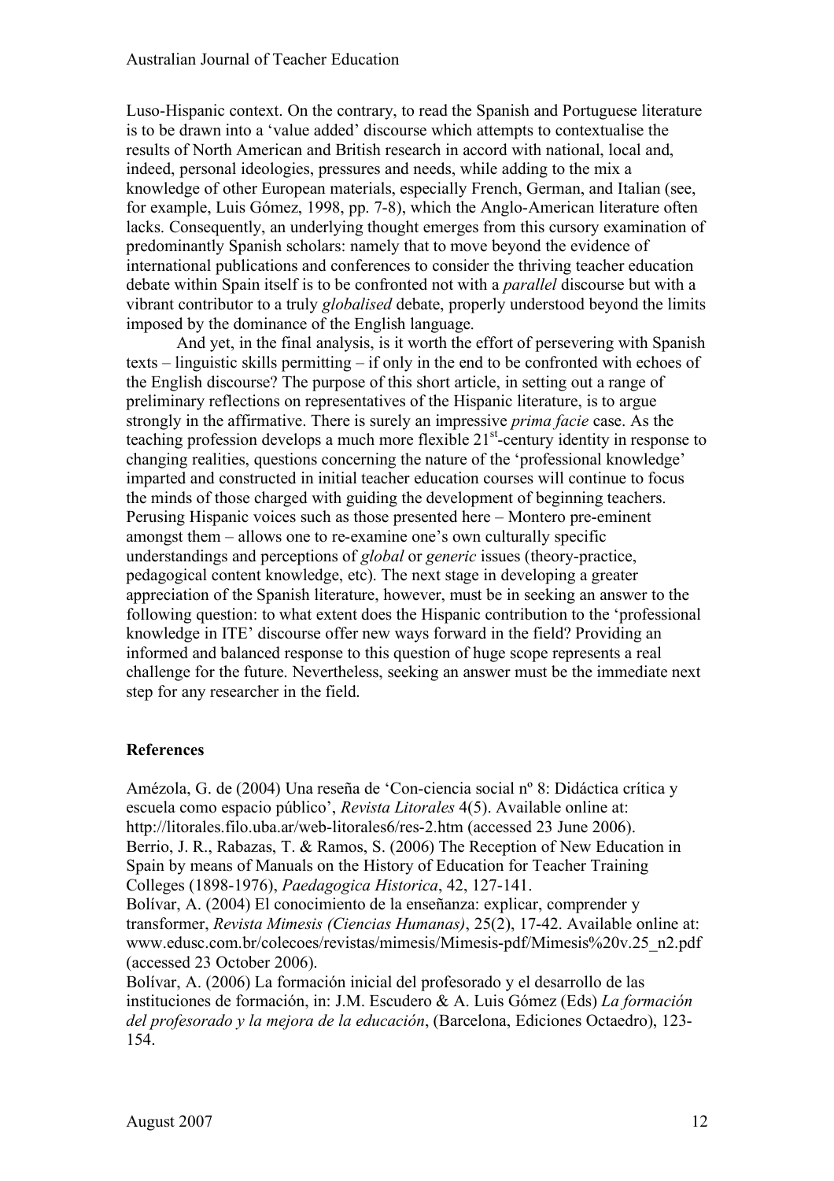Luso-Hispanic context. On the contrary, to read the Spanish and Portuguese literature is to be drawn into a 'value added' discourse which attempts to contextualise the results of North American and British research in accord with national, local and, indeed, personal ideologies, pressures and needs, while adding to the mix a knowledge of other European materials, especially French, German, and Italian (see, for example, Luis Gómez, 1998, pp. 7-8), which the Anglo-American literature often lacks. Consequently, an underlying thought emerges from this cursory examination of predominantly Spanish scholars: namely that to move beyond the evidence of international publications and conferences to consider the thriving teacher education debate within Spain itself is to be confronted not with a *parallel* discourse but with a vibrant contributor to a truly *globalised* debate, properly understood beyond the limits imposed by the dominance of the English language.

And yet, in the final analysis, is it worth the effort of persevering with Spanish texts – linguistic skills permitting – if only in the end to be confronted with echoes of the English discourse? The purpose of this short article, in setting out a range of preliminary reflections on representatives of the Hispanic literature, is to argue strongly in the affirmative. There is surely an impressive *prima facie* case. As the teaching profession develops a much more flexible 21st-century identity in response to changing realities, questions concerning the nature of the 'professional knowledge' imparted and constructed in initial teacher education courses will continue to focus the minds of those charged with guiding the development of beginning teachers. Perusing Hispanic voices such as those presented here – Montero pre-eminent amongst them – allows one to re-examine one's own culturally specific understandings and perceptions of *global* or *generic* issues (theory-practice, pedagogical content knowledge, etc). The next stage in developing a greater appreciation of the Spanish literature, however, must be in seeking an answer to the following question: to what extent does the Hispanic contribution to the 'professional knowledge in ITE' discourse offer new ways forward in the field? Providing an informed and balanced response to this question of huge scope represents a real challenge for the future. Nevertheless, seeking an answer must be the immediate next step for any researcher in the field.

## References

Amézola, G. de (2004) Una reseña de 'Con-ciencia social nº 8: Didáctica crítica y escuela como espacio público', *Revista Litorales* 4(5). Available online at: http://litorales.filo.uba.ar/web-litorales6/res-2.htm (accessed 23 June 2006).

Berrio, J. R., Rabazas, T. & Ramos, S. (2006) The Reception of New Education in Spain by means of Manuals on the History of Education for Teacher Training Colleges (1898-1976), *Paedagogica Historica*, 42, 127-141.

Bolívar, A. (2004) El conocimiento de la enseñanza: explicar, comprender y transformer, *Revista Mimesis (Ciencias Humanas)*, 25(2), 17-42. Available online at: www.edusc.com.br/colecoes/revistas/mimesis/Mimesis-pdf/Mimesis%20v.25_n2.pdf (accessed 23 October 2006).

Bolívar, A. (2006) La formación inicial del profesorado y el desarrollo de las instituciones de formación, in: J.M. Escudero & A. Luis Gómez (Eds) *La formación del profesorado y la mejora de la educación*, (Barcelona, Ediciones Octaedro), 123-154.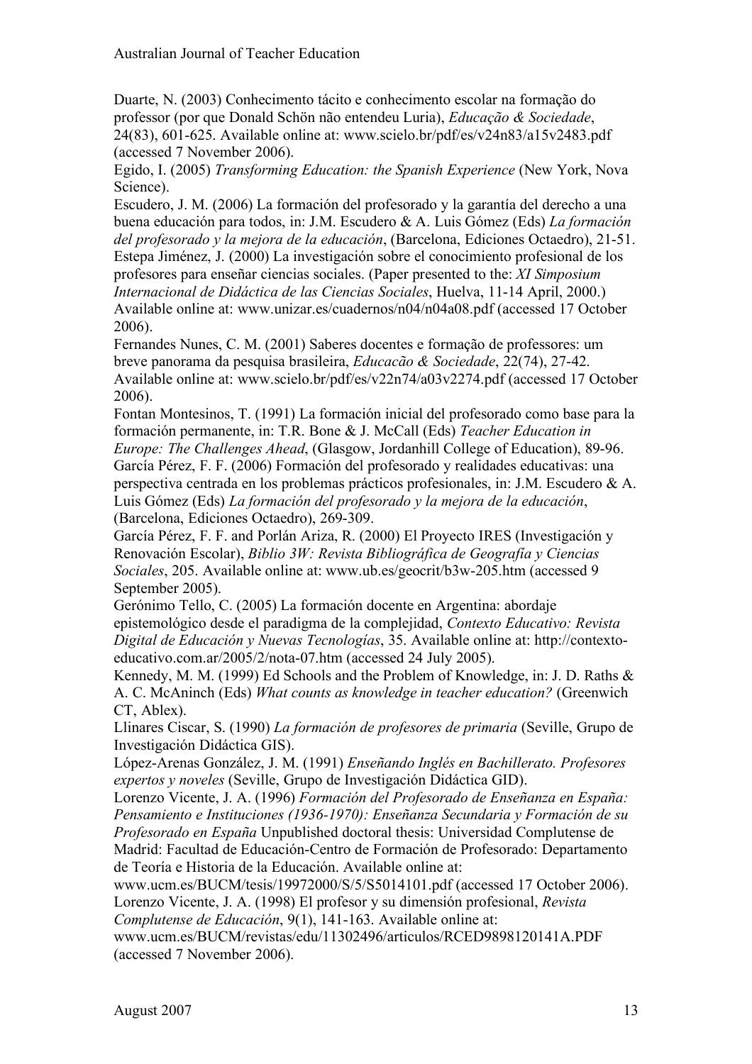Duarte, N. (2003) Conhecimento tácito e conhecimento escolar na formação do professor (por que Donald Schön não entendeu Luria), *Educação & Sociedade*, 24(83), 601-625. Available online at: www.scielo.br/pdf/es/v24n83/a15v2483.pdf (accessed 7 November 2006).

Egido, I. (2005) *Transforming Education: the Spanish Experience* (New York, Nova Science).

Escudero, J. M. (2006) La formación del profesorado y la garantía del derecho a una buena educación para todos, in: J.M. Escudero & A. Luis Gómez (Eds) *La formación del profesorado y la mejora de la educación*, (Barcelona, Ediciones Octaedro), 21-51.

Estepa Jiménez, J. (2000) La investigación sobre el conocimiento profesional de los profesores para enseñar ciencias sociales. (Paper presented to the: *XI Simposium Internacional de Didáctica de las Ciencias Sociales*, Huelva, 11-14 April, 2000.) Available online at: www.unizar.es/cuadernos/n04/n04a08.pdf (accessed 17 October 2006).

Fernandes Nunes, C. M. (2001) Saberes docentes e formação de professores: um breve panorama da pesquisa brasileira, *Educacão & Sociedade*, 22(74), 27-42. Available online at: www.scielo.br/pdf/es/v22n74/a03v2274.pdf (accessed 17 October 2006).

Fontan Montesinos, T. (1991) La formación inicial del profesorado como base para la formación permanente, in: T.R. Bone & J. McCall (Eds) *Teacher Education in Europe: The Challenges Ahead*, (Glasgow, Jordanhill College of Education), 89-96.

García Pérez, F. F. (2006) Formación del profesorado y realidades educativas: una perspectiva centrada en los problemas prácticos profesionales, in: J.M. Escudero & A. Luis Gómez (Eds) *La formación del profesorado y la mejora de la educación*, (Barcelona, Ediciones Octaedro), 269-309.

García Pérez, F. F. and Porlán Ariza, R. (2000) El Proyecto IRES (Investigación y Renovación Escolar), *Biblio 3W: Revista Bibliográfica de Geografía y Ciencias Sociales*, 205. Available online at: www.ub.es/geocrit/b3w-205.htm (accessed 9 September 2005).

Gerónimo Tello, C. (2005) La formación docente en Argentina: abordaje epistemológico desde el paradigma de la complejidad, *Contexto Educativo: Revista Digital de Educación y Nuevas Tecnologías*, 35. Available online at: http://contexto-educativo.com.ar/2005/2/nota-07.htm (accessed 24 July 2005).

Kennedy, M. M. (1999) Ed Schools and the Problem of Knowledge, in: J. D. Raths & A. C. McAninch (Eds) *What counts as knowledge in teacher education?* (Greenwich CT, Ablex).

Llinares Ciscar, S. (1990) *La formación de profesores de primaria* (Seville, Grupo de Investigación Didáctica GIS).

López-Arenas González, J. M. (1991) *Enseñando Inglés en Bachillerato. Profesores expertos y noveles* (Seville, Grupo de Investigación Didáctica GID).

Lorenzo Vicente, J. A. (1996) *Formación del Profesorado de Enseñanza en España: Pensamiento e Instituciones (1936-1970): Enseñanza Secundaria y Formación de su Profesorado en España* Unpublished doctoral thesis: Universidad Complutense de Madrid: Facultad de Educación-Centro de Formación de Profesorado: Departamento de Teoría e Historia de la Educación. Available online at: www.ucm.es/BUCM/tesis/19972000/S/5/S5014101.pdf (accessed 17 October 2006).

Lorenzo Vicente, J. A. (1998) El profesor y su dimensión profesional, *Revista Complutense de Educación*, 9(1), 141-163. Available online at: www.ucm.es/BUCM/revistas/edu/11302496/articulos/RCED9898120141A.PDF (accessed 7 November 2006).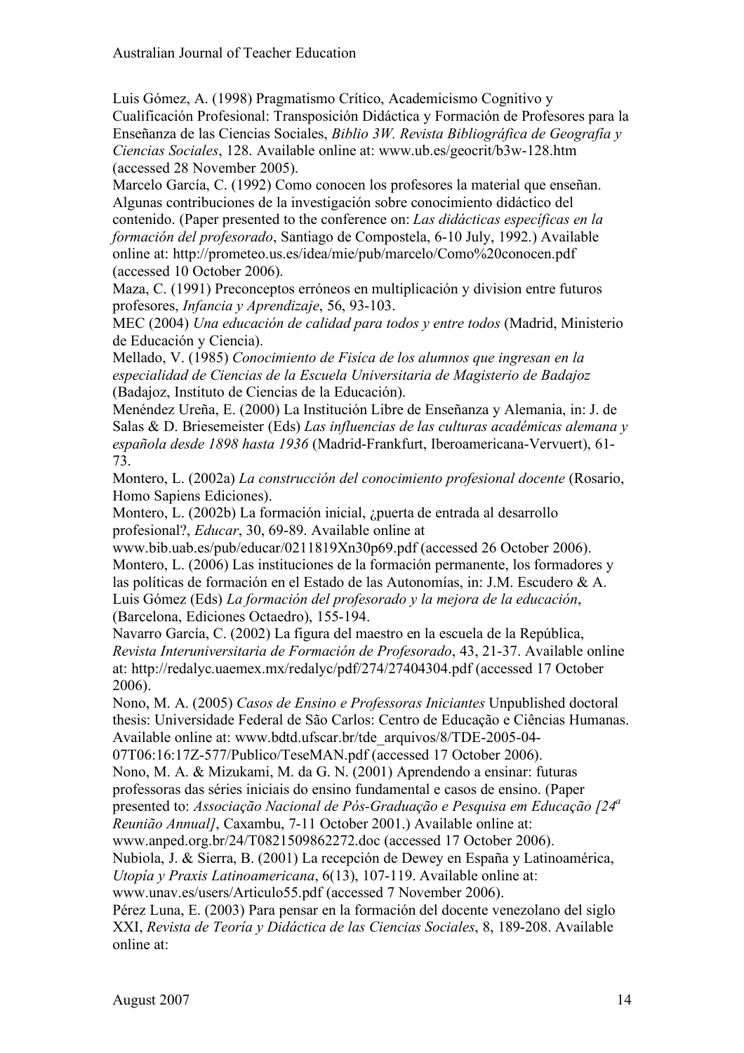Luis Gómez, A. (1998) Pragmatismo Crítico, Academicismo Cognitivo y Cualificación Profesional: Transposición Didáctica y Formación de Profesores para la Enseñanza de las Ciencias Sociales, *Biblio 3W. Revista Bibliográfica de Geografía y Ciencias Sociales*, 128. Available online at: www.ub.es/geocrit/b3w-128.htm (accessed 28 November 2005).

Marcelo García, C. (1992) Como conocen los profesores la material que enseñan. Algunas contribuciones de la investigación sobre conocimiento didáctico del contenido. (Paper presented to the conference on: *Las didácticas específicas en la formación del profesorado*, Santiago de Compostela, 6-10 July, 1992.) Available online at: http://prometeo.us.es/idea/mie/pub/marcelo/Como%20conocen.pdf (accessed 10 October 2006).

Maza, C. (1991) Preconceptos erróneos en multiplicación y division entre futuros profesores, *Infancia y Aprendizaje*, 56, 93-103.

MEC (2004) *Una educación de calidad para todos y entre todos* (Madrid, Ministerio de Educación y Ciencia).

Mellado, V. (1985) *Conocimiento de Fisíca de los alumnos que ingresan en la especialidad de Ciencias de la Escuela Universitaria de Magisterio de Badajoz* (Badajoz, Instituto de Ciencias de la Educación).

Menéndez Ureña, E. (2000) La Institución Libre de Enseñanza y Alemania, in: J. de Salas & D. Briesemeister (Eds) *Las influencias de las culturas académicas alemana y española desde 1898 hasta 1936* (Madrid-Frankfurt, Iberoamericana-Vervuert), 61-73.

Montero, L. (2002a) *La construcción del conocimiento profesional docente* (Rosario, Homo Sapiens Ediciones).

Montero, L. (2002b) La formación inicial, ¿puerta de entrada al desarrollo profesional?, *Educar*, 30, 69-89. Available online at www.bib.uab.es/pub/educar/0211819Xn30p69.pdf (accessed 26 October 2006).

Montero, L. (2006) Las instituciones de la formación permanente, los formadores y las políticas de formación en el Estado de las Autonomías, in: J.M. Escudero & A. Luis Gómez (Eds) *La formación del profesorado y la mejora de la educación*, (Barcelona, Ediciones Octaedro), 155-194.

Navarro García, C. (2002) La figura del maestro en la escuela de la República, *Revista Interuniversitaria de Formación de Profesorado*, 43, 21-37. Available online at: http://redalyc.uaemex.mx/redalyc/pdf/274/27404304.pdf (accessed 17 October 2006).

Nono, M. A. (2005) *Casos de Ensino e Professoras Iniciantes* Unpublished doctoral thesis: Universidade Federal de São Carlos: Centro de Educação e Ciências Humanas. Available online at: www.bdtd.ufscar.br/tde_arquivos/8/TDE-2005-04-07T06:16:17Z-577/Publico/TeseMAN.pdf (accessed 17 October 2006).

Nono, M. A. & Mizukami, M. da G. N. (2001) Aprendendo a ensinar: futuras professoras das séries iniciais do ensino fundamental e casos de ensino. (Paper presented to: *Associação Nacional de Pós-Graduação e Pesquisa em Educação [24ª Reunião Annual]*, Caxambu, 7-11 October 2001.) Available online at: www.anped.org.br/24/T0821509862272.doc (accessed 17 October 2006).

Nubiola, J. & Sierra, B. (2001) La recepción de Dewey en España y Latinoamérica, *Utopía y Praxis Latinoamericana*, 6(13), 107-119. Available online at: www.unav.es/users/Articulo55.pdf (accessed 7 November 2006).

Pérez Luna, E. (2003) Para pensar en la formación del docente venezolano del siglo XXI, *Revista de Teoría y Didáctica de las Ciencias Sociales*, 8, 189-208. Available online at: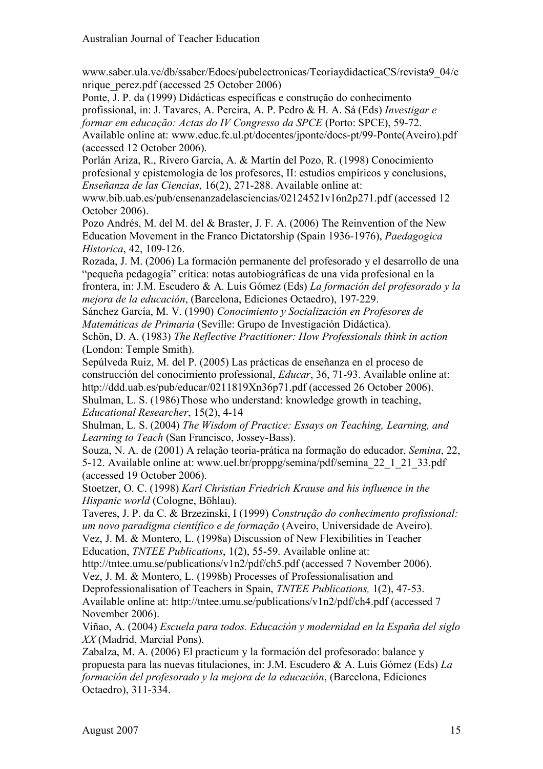www.saber.ula.ve/db/ssaber/Edocs/pubelectronicas/TeoriaydidacticaCS/revista9_04/enrique_perez.pdf (accessed 25 October 2006)

Ponte, J. P. da (1999) Didácticas específicas e construção do conhecimento profissional, in: J. Tavares, A. Pereira, A. P. Pedro & H. A. Sá (Eds) *Investigar e formar em educação: Actas do IV Congresso da SPCE* (Porto: SPCE), 59-72. Available online at: www.educ.fc.ul.pt/docentes/jponte/docs-pt/99-Ponte(Aveiro).pdf (accessed 12 October 2006).

Porlán Ariza, R., Rivero García, A. & Martín del Pozo, R. (1998) Conocimiento profesional y epistemología de los profesores, II: estudios empíricos y conclusions, *Enseñanza de las Ciencias*, 16(2), 271-288. Available online at: www.bib.uab.es/pub/ensenanzadelasciencias/02124521v16n2p271.pdf (accessed 12 October 2006).

Pozo Andrés, M. del M. del & Braster, J. F. A. (2006) The Reinvention of the New Education Movement in the Franco Dictatorship (Spain 1936-1976), *Paedagogica Historica*, 42, 109-126.

Rozada, J. M. (2006) La formación permanente del profesorado y el desarrollo de una "pequeña pedagogía" crítica: notas autobiográficas de una vida profesional en la frontera, in: J.M. Escudero & A. Luis Gómez (Eds) *La formación del profesorado y la mejora de la educación*, (Barcelona, Ediciones Octaedro), 197-229.

Sánchez García, M. V. (1990) *Conocimiento y Socialización en Profesores de Matemáticas de Primaria* (Seville: Grupo de Investigación Didáctica).

Schön, D. A. (1983) *The Reflective Practitioner: How Professionals think in action* (London: Temple Smith).

Sepúlveda Ruiz, M. del P. (2005) Las prácticas de enseñanza en el proceso de construcción del conocimiento professional, *Educar*, 36, 71-93. Available online at: http://ddd.uab.es/pub/educar/0211819Xn36p71.pdf (accessed 26 October 2006).

Shulman, L. S. (1986) Those who understand: knowledge growth in teaching, *Educational Researcher*, 15(2), 4-14

Shulman, L. S. (2004) *The Wisdom of Practice: Essays on Teaching, Learning, and Learning to Teach* (San Francisco, Jossey-Bass).

Souza, N. A. de (2001) A relação teoria-prática na formação do educador, *Semina*, 22, 5-12. Available online at: www.uel.br/proppg/semina/pdf/semina_22_1_21_33.pdf (accessed 19 October 2006).

Stoetzer, O. C. (1998) *Karl Christian Friedrich Krause and his influence in the Hispanic world* (Cologne, Böhlau).

Taveres, J. P. da C. & Brzezinski, I (1999) *Construção do conhecimento profissional: um novo paradigma científico e de formação* (Aveiro, Universidade de Aveiro).

Vez, J. M. & Montero, L. (1998a) Discussion of New Flexibilities in Teacher Education, *TNTEE Publications*, 1(2), 55-59. Available online at: http://tntee.umu.se/publications/v1n2/pdf/ch5.pdf (accessed 7 November 2006).

Vez, J. M. & Montero, L. (1998b) Processes of Professionalisation and Deprofessionalisation of Teachers in Spain, *TNTEE Publications,* 1(2), 47-53. Available online at: http://tntee.umu.se/publications/v1n2/pdf/ch4.pdf (accessed 7 November 2006).

Viñao, A. (2004) *Escuela para todos. Educación y modernidad en la España del siglo XX* (Madrid, Marcial Pons).

Zabalza, M. A. (2006) El practicum y la formación del profesorado: balance y propuesta para las nuevas titulaciones, in: J.M. Escudero & A. Luis Gómez (Eds) *La formación del profesorado y la mejora de la educación*, (Barcelona, Ediciones Octaedro), 311-334.